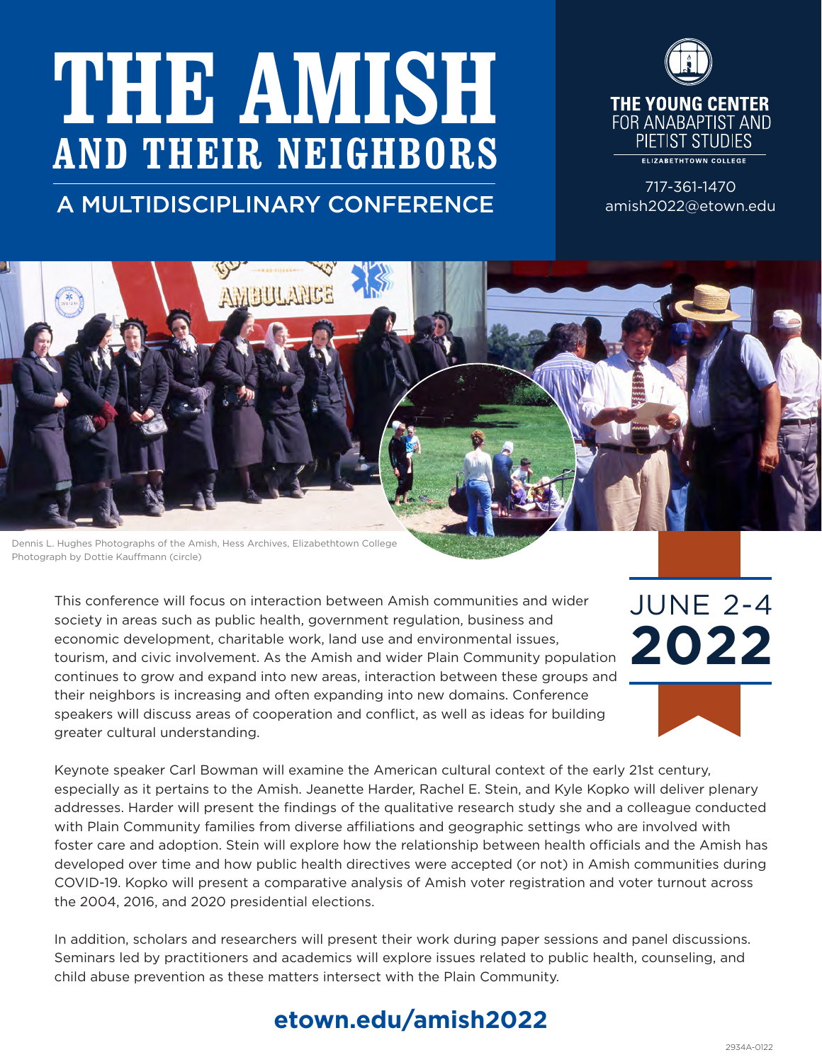# THE AMISH AND THEIR NEIGHBORS

## A MULTIDISCIPLINARY CONFERENCE

**THE YOUNG CENTER FOR ANABAPTIST AND PIETIST STUDIES**
ELIZABETHTOWN COLLEGE

717-361-1470
amish2022@etown.edu

Dennis L. Hughes Photographs of the Amish, Hess Archives, Elizabethtown College
Photograph by Dottie Kauffmann (circle)

JUNE 2-4
**2022**

This conference will focus on interaction between Amish communities and wider society in areas such as public health, government regulation, business and economic development, charitable work, land use and environmental issues, tourism, and civic involvement. As the Amish and wider Plain Community population continues to grow and expand into new areas, interaction between these groups and their neighbors is increasing and often expanding into new domains. Conference speakers will discuss areas of cooperation and conflict, as well as ideas for building greater cultural understanding.

Keynote speaker Carl Bowman will examine the American cultural context of the early 21st century, especially as it pertains to the Amish. Jeanette Harder, Rachel E. Stein, and Kyle Kopko will deliver plenary addresses. Harder will present the findings of the qualitative research study she and a colleague conducted with Plain Community families from diverse affiliations and geographic settings who are involved with foster care and adoption. Stein will explore how the relationship between health officials and the Amish has developed over time and how public health directives were accepted (or not) in Amish communities during COVID-19. Kopko will present a comparative analysis of Amish voter registration and voter turnout across the 2004, 2016, and 2020 presidential elections.

In addition, scholars and researchers will present their work during paper sessions and panel discussions. Seminars led by practitioners and academics will explore issues related to public health, counseling, and child abuse prevention as these matters intersect with the Plain Community.

**etown.edu/amish2022**

2934A-0122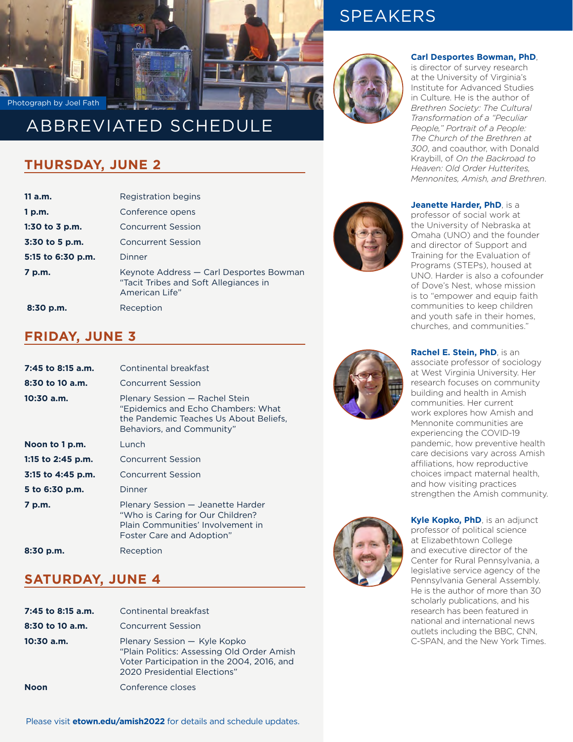Photograph by Joel Fath

# ABBREVIATED SCHEDULE

## THURSDAY, JUNE 2

| | |
|---|---|
| **11 a.m.** | Registration begins |
| **1 p.m.** | Conference opens |
| **1:30 to 3 p.m.** | Concurrent Session |
| **3:30 to 5 p.m.** | Concurrent Session |
| **5:15 to 6:30 p.m.** | Dinner |
| **7 p.m.** | Keynote Address — Carl Desportes Bowman "Tacit Tribes and Soft Allegiances in American Life" |
| **8:30 p.m.** | Reception |

## FRIDAY, JUNE 3

| | |
|---|---|
| **7:45 to 8:15 a.m.** | Continental breakfast |
| **8:30 to 10 a.m.** | Concurrent Session |
| **10:30 a.m.** | Plenary Session — Rachel Stein "Epidemics and Echo Chambers: What the Pandemic Teaches Us About Beliefs, Behaviors, and Community" |
| **Noon to 1 p.m.** | Lunch |
| **1:15 to 2:45 p.m.** | Concurrent Session |
| **3:15 to 4:45 p.m.** | Concurrent Session |
| **5 to 6:30 p.m.** | Dinner |
| **7 p.m.** | Plenary Session — Jeanette Harder "Who is Caring for Our Children? Plain Communities' Involvement in Foster Care and Adoption" |
| **8:30 p.m.** | Reception |

## SATURDAY, JUNE 4

| | |
|---|---|
| **7:45 to 8:15 a.m.** | Continental breakfast |
| **8:30 to 10 a.m.** | Concurrent Session |
| **10:30 a.m.** | Plenary Session — Kyle Kopko "Plain Politics: Assessing Old Order Amish Voter Participation in the 2004, 2016, and 2020 Presidential Elections" |
| **Noon** | Conference closes |

Please visit **etown.edu/amish2022** for details and schedule updates.

# SPEAKERS

**Carl Desportes Bowman, PhD**, is director of survey research at the University of Virginia's Institute for Advanced Studies in Culture. He is the author of *Brethren Society: The Cultural Transformation of a "Peculiar People," Portrait of a People: The Church of the Brethren at 300*, and coauthor, with Donald Kraybill, of *On the Backroad to Heaven: Old Order Hutterites, Mennonites, Amish, and Brethren*.

**Jeanette Harder, PhD**, is a professor of social work at the University of Nebraska at Omaha (UNO) and the founder and director of Support and Training for the Evaluation of Programs (STEPs), housed at UNO. Harder is also a cofounder of Dove's Nest, whose mission is to "empower and equip faith communities to keep children and youth safe in their homes, churches, and communities."

**Rachel E. Stein, PhD**, is an associate professor of sociology at West Virginia University. Her research focuses on community building and health in Amish communities. Her current work explores how Amish and Mennonite communities are experiencing the COVID-19 pandemic, how preventive health care decisions vary across Amish affiliations, how reproductive choices impact maternal health, and how visiting practices strengthen the Amish community.

**Kyle Kopko, PhD**, is an adjunct professor of political science at Elizabethtown College and executive director of the Center for Rural Pennsylvania, a legislative service agency of the Pennsylvania General Assembly. He is the author of more than 30 scholarly publications, and his research has been featured in national and international news outlets including the BBC, CNN, C-SPAN, and the New York Times.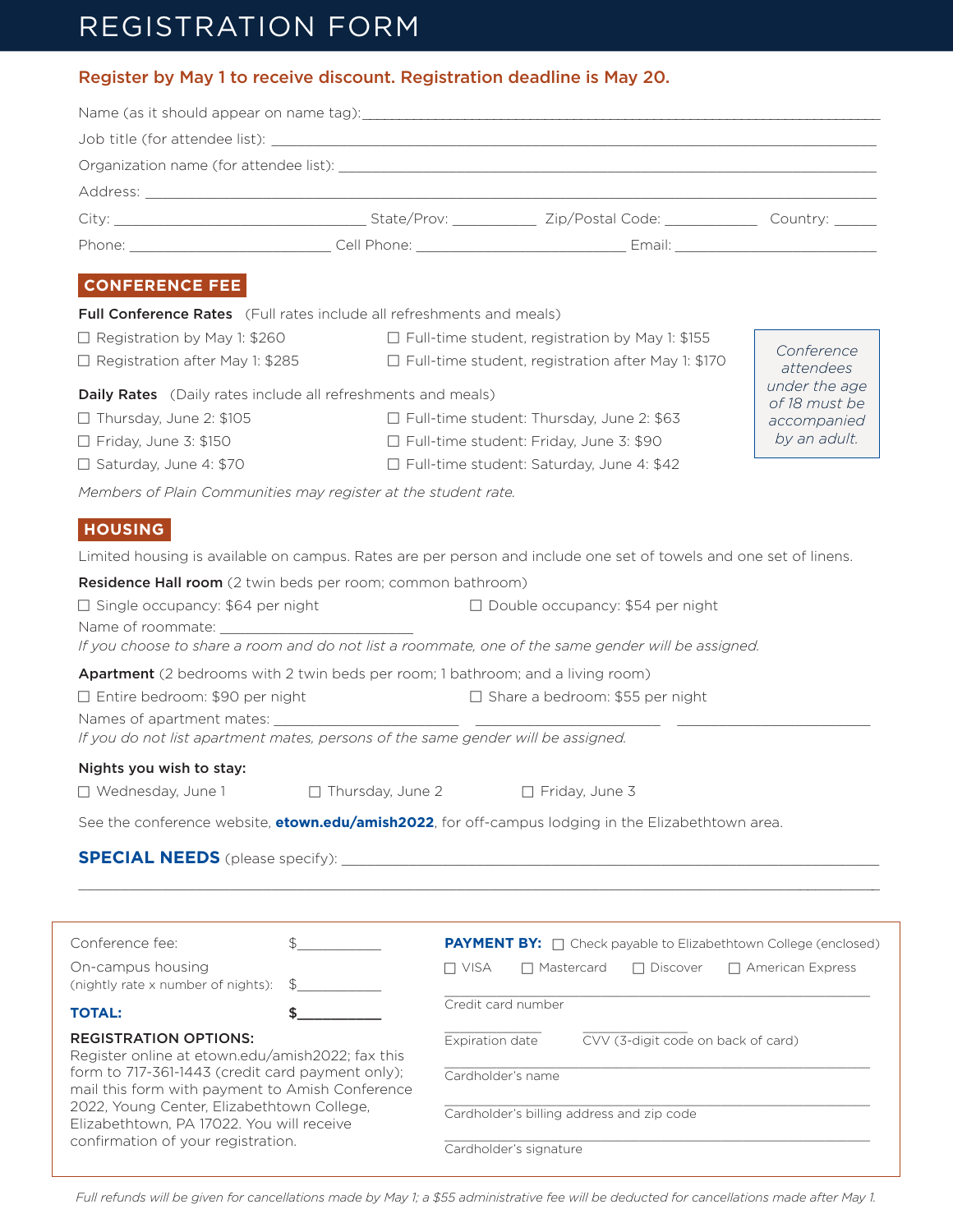# REGISTRATION FORM

**Register by May 1 to receive discount. Registration deadline is May 20.**

Name (as it should appear on name tag): ____________________

Job title (for attendee list): ____________________

Organization name (for attendee list): ____________________

Address: ____________________

City: ____________ State/Prov: ________ Zip/Postal Code: ________ Country: ______

Phone: ____________ Cell Phone: ____________ Email: ____________

## CONFERENCE FEE

**Full Conference Rates** (Full rates include all refreshments and meals)

- ☐ Registration by May 1: $260
- ☐ Registration after May 1: $285
- ☐ Full-time student, registration by May 1: $155
- ☐ Full-time student, registration after May 1: $170

**Daily Rates** (Daily rates include all refreshments and meals)

- ☐ Thursday, June 2: $105
- ☐ Friday, June 3: $150
- ☐ Saturday, June 4: $70
- ☐ Full-time student: Thursday, June 2: $63
- ☐ Full-time student: Friday, June 3: $90
- ☐ Full-time student: Saturday, June 4: $42

*Members of Plain Communities may register at the student rate.*

*Conference attendees under the age of 18 must be accompanied by an adult.*

## HOUSING

Limited housing is available on campus. Rates are per person and include one set of towels and one set of linens.

**Residence Hall room** (2 twin beds per room; common bathroom)

- ☐ Single occupancy: $64 per night
- ☐ Double occupancy: $54 per night

Name of roommate: ____________________

*If you choose to share a room and do not list a roommate, one of the same gender will be assigned.*

**Apartment** (2 bedrooms with 2 twin beds per room; 1 bathroom; and a living room)

- ☐ Entire bedroom: $90 per night
- ☐ Share a bedroom: $55 per night

Names of apartment mates: ____________ ____________ ____________

*If you do not list apartment mates, persons of the same gender will be assigned.*

**Nights you wish to stay:**

- ☐ Wednesday, June 1
- ☐ Thursday, June 2
- ☐ Friday, June 3

See the conference website, **etown.edu/amish2022**, for off-campus lodging in the Elizabethtown area.

## SPECIAL NEEDS (please specify): ____________________

____________________

Conference fee: $__________

On-campus housing (nightly rate x number of nights): $__________

**TOTAL: $__________**

**REGISTRATION OPTIONS:**
Register online at etown.edu/amish2022; fax this form to 717-361-1443 (credit card payment only); mail this form with payment to Amish Conference 2022, Young Center, Elizabethtown College, Elizabethtown, PA 17022. You will receive confirmation of your registration.

**PAYMENT BY:** ☐ Check payable to Elizabethtown College (enclosed)

☐ VISA ☐ Mastercard ☐ Discover ☐ American Express

____________________
Credit card number

____________ ____________
Expiration date CVV (3-digit code on back of card)

____________________
Cardholder's name

____________________
Cardholder's billing address and zip code

____________________
Cardholder's signature

*Full refunds will be given for cancellations made by May 1; a $55 administrative fee will be deducted for cancellations made after May 1.*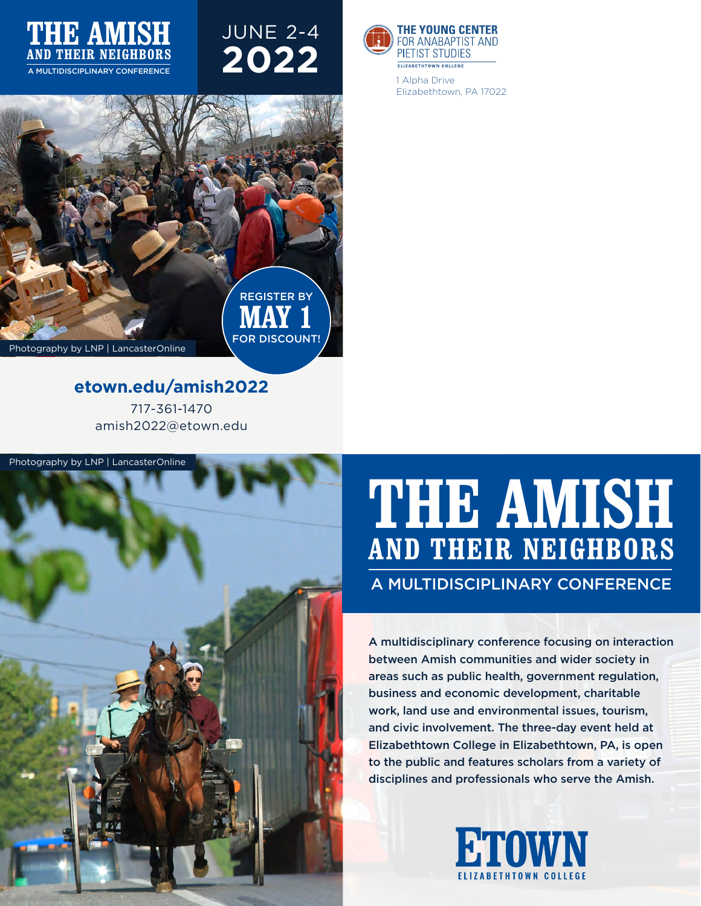# THE AMISH AND THEIR NEIGHBORS

A MULTIDISCIPLINARY CONFERENCE

JUNE 2-4 **2022**

THE YOUNG CENTER FOR ANABAPTIST AND PIETIST STUDIES
ELIZABETHTOWN COLLEGE

1 Alpha Drive
Elizabethtown, PA 17022

Photography by LNP | LancasterOnline

REGISTER BY **MAY 1** FOR DISCOUNT!

**etown.edu/amish2022**

717-361-1470
amish2022@etown.edu

Photography by LNP | LancasterOnline

# THE AMISH AND THEIR NEIGHBORS

## A MULTIDISCIPLINARY CONFERENCE

A multidisciplinary conference focusing on interaction between Amish communities and wider society in areas such as public health, government regulation, business and economic development, charitable work, land use and environmental issues, tourism, and civic involvement. The three-day event held at Elizabethtown College in Elizabethtown, PA, is open to the public and features scholars from a variety of disciplines and professionals who serve the Amish.

ETOWN
ELIZABETHTOWN COLLEGE